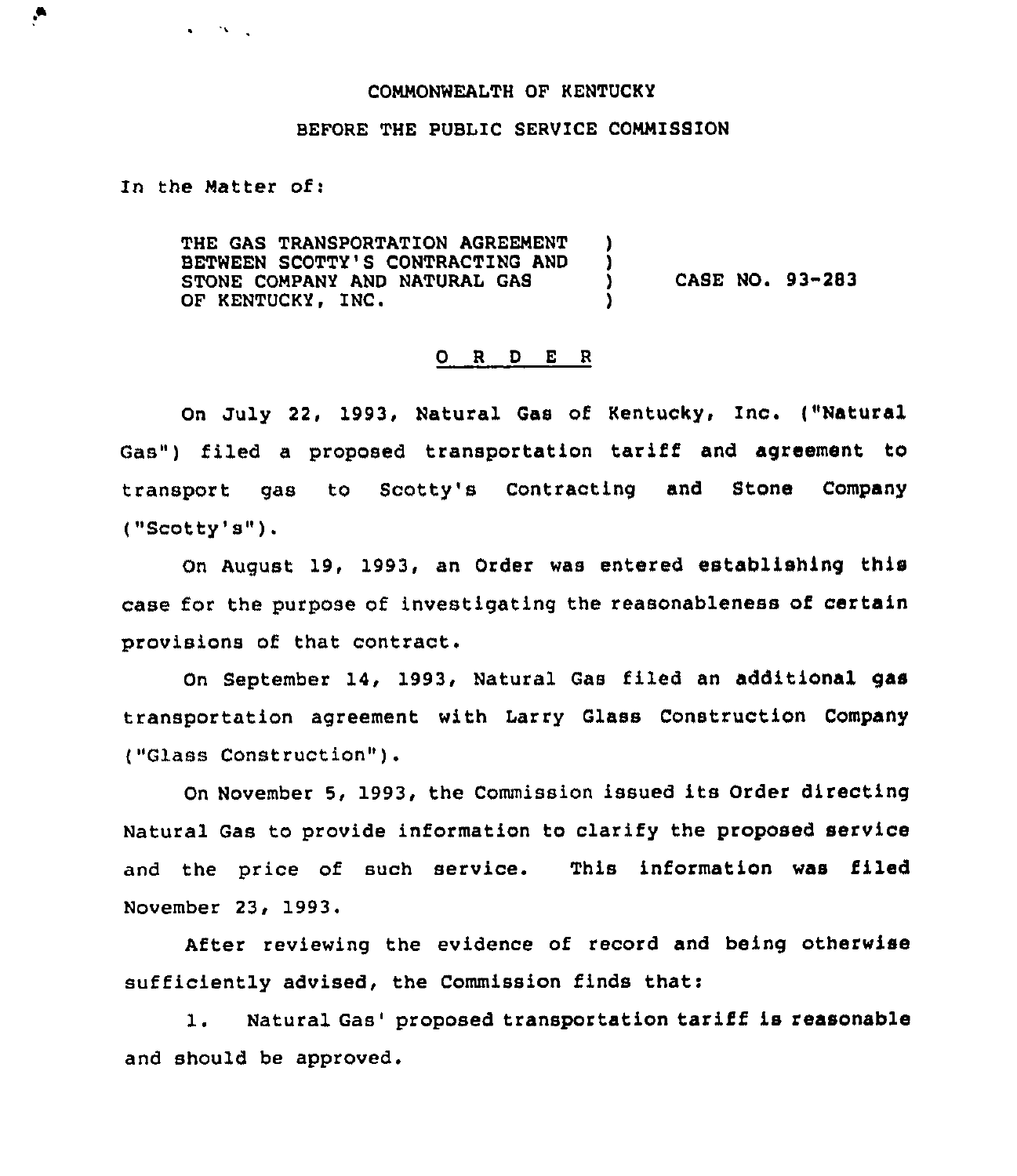COMMONWEALTH OF KENTUCKY

BEFORE THE PUBLIC SERVICE COMMISSION

In the Matter of:

THE GAS TRANSPORTATION AGREEMENT BETWEEN SCOTTY'S CONTRACTING AND STONE COMPANY AND NATURAL GAS OF KENTUCKY, INC. ) CASE NO. 93-283

O R D E R

On July 22, 1993, Natural Gas of Kentucky, Inc. ("Natural Gas") filed a proposed transportation tariff and agreement to transport gas to Scotty's Contracting and Stone Company ("Scotty's").

On August 19, 1993, an Order was entered establishing this case for the purpose of investigating the reasonableness of certain provisions of that contract.

On September 14, 1993, Natural Gas filed an additional gas transportation agreement with Larry Glass Construction Company ("Glass Construction").

On November 5, 1993, the Commission issued its Order directing Natural Gas to provide information to clarify the proposed service and the price of such service. This information was filed November 23, 1993.

After reviewing the evidence of record and being otherwise sufficiently advised, the Commission finds that:

1. Natural Gas' proposed transportation tariff is reasonable and should be approved.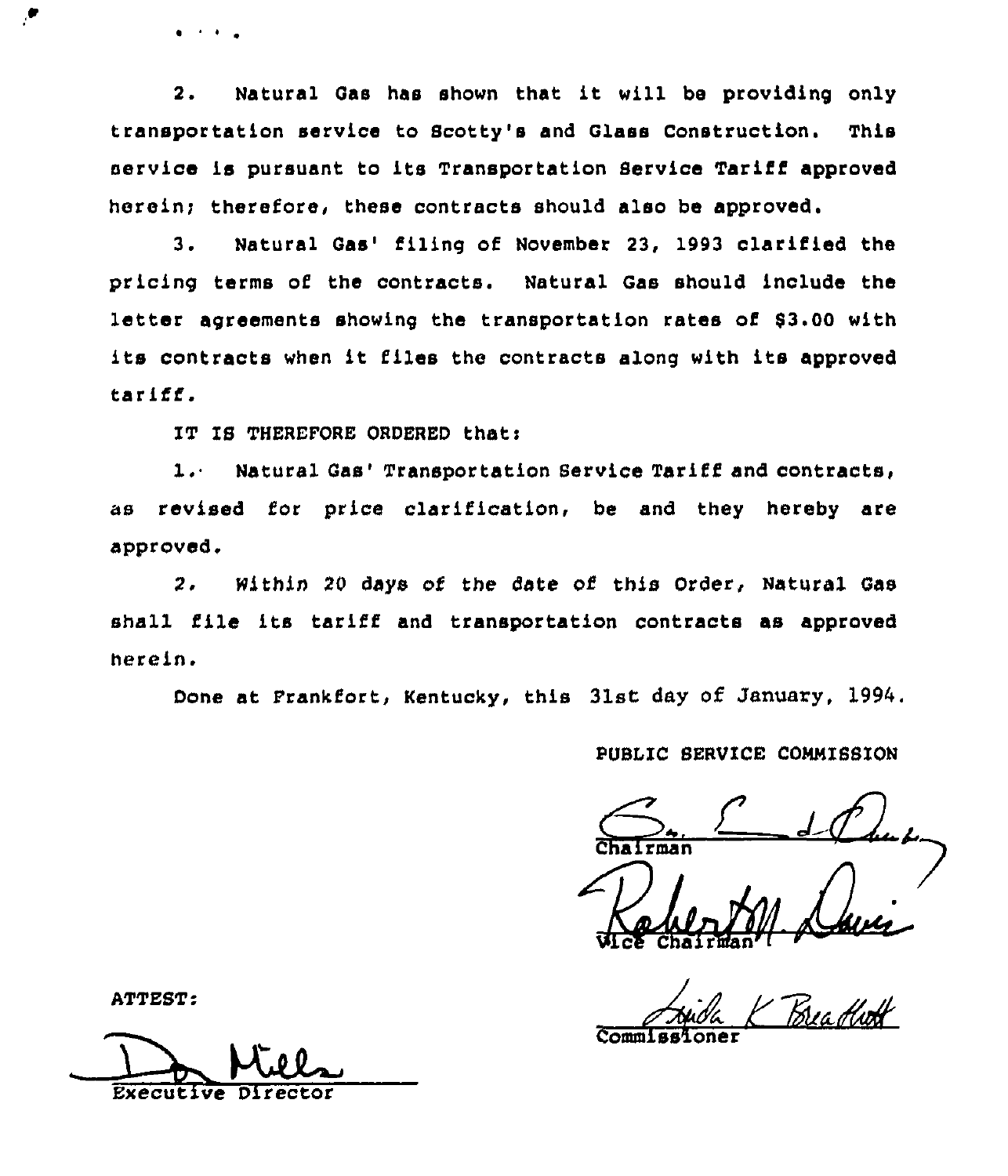2. Natural Gas has shown that it will be providing only transportation service to Scotty's and Glass Construction. This service is pursuant to its Transportation Service Tariff approved herein; therefore, these contracts should also be approved.

3. Natural Gas' filing of November 23, 1993 clarified the pricing terms of the contracts. Natural Gas should include the letter agreements showing the transportation rates of $3.00 with its contracts when it files the contracts along with its approved tariff.

IT IS THEREFORE ORDERED that:

1. Natural Gas' Transportation Service Tariff and contracts, as revised for price clarification, be and they hereby are approved.

2. Within 20 days of the date of this Order, Natural Gas shall file its tariff and transportation contracts as approved herein.

Done at Frankfort, Kentucky, this 31st day of January, 1994.

PUBLIC SERVICE COMMISSION

Chairman

Vice Chairman

Commissioner

ATTEST:

Executive Director